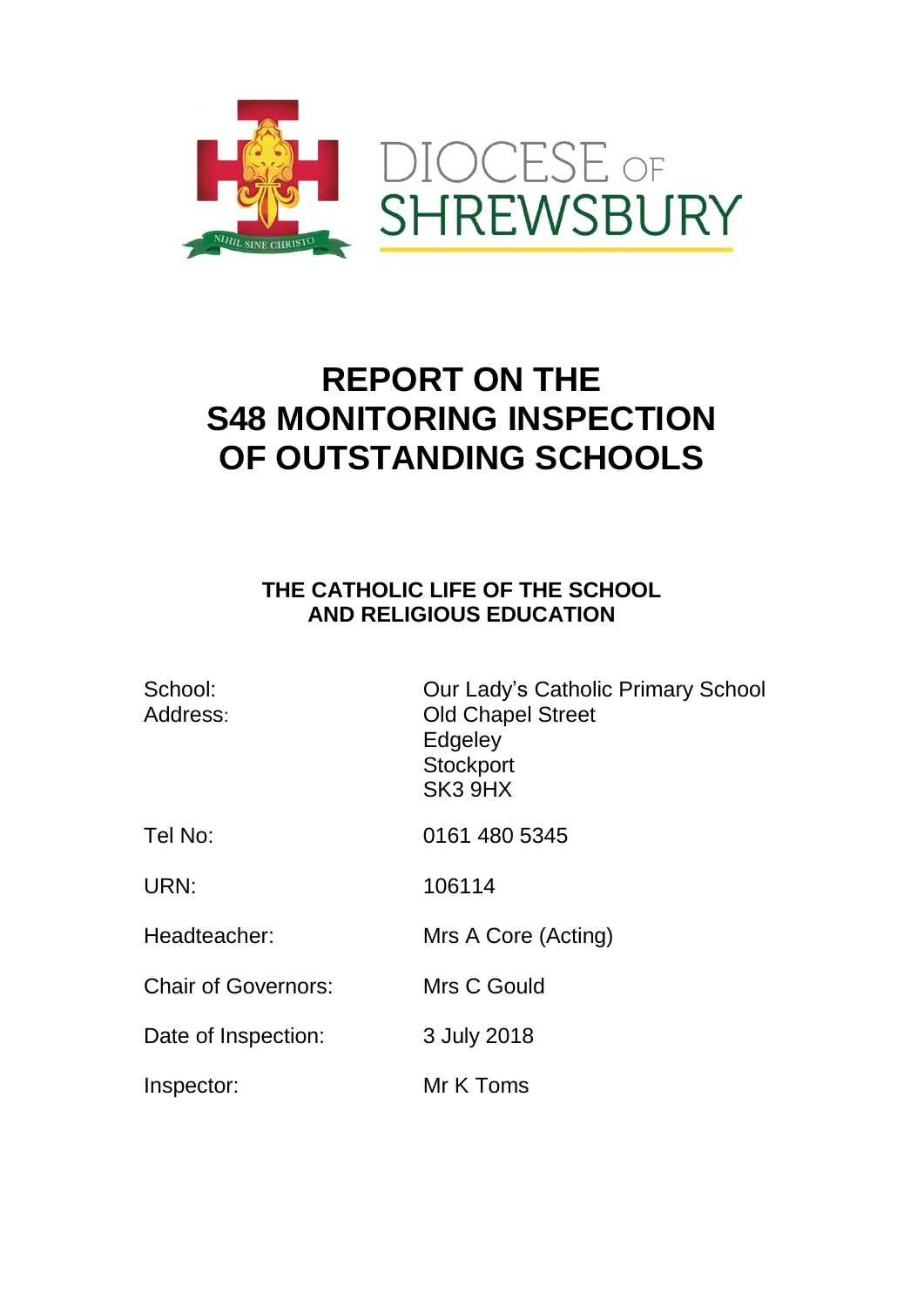DIOCESE OF SHREWSBURY

# REPORT ON THE S48 MONITORING INSPECTION OF OUTSTANDING SCHOOLS

## THE CATHOLIC LIFE OF THE SCHOOL AND RELIGIOUS EDUCATION

| | |
|---|---|
| School: | Our Lady's Catholic Primary School |
| Address: | Old Chapel Street<br>Edgeley<br>Stockport<br>SK3 9HX |
| Tel No: | 0161 480 5345 |
| URN: | 106114 |
| Headteacher: | Mrs A Core (Acting) |
| Chair of Governors: | Mrs C Gould |
| Date of Inspection: | 3 July 2018 |
| Inspector: | Mr K Toms |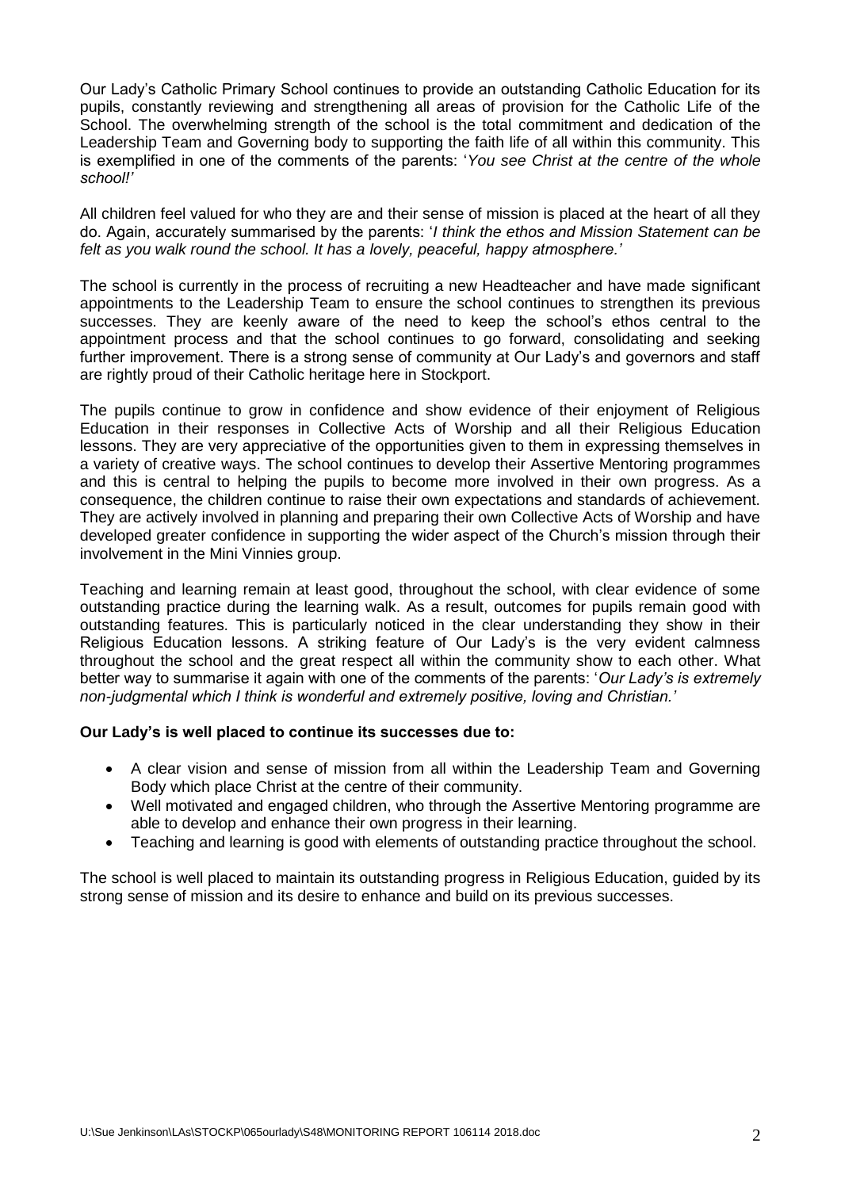Our Lady's Catholic Primary School continues to provide an outstanding Catholic Education for its pupils, constantly reviewing and strengthening all areas of provision for the Catholic Life of the School. The overwhelming strength of the school is the total commitment and dedication of the Leadership Team and Governing body to supporting the faith life of all within this community. This is exemplified in one of the comments of the parents: '*You see Christ at the centre of the whole school!'*

All children feel valued for who they are and their sense of mission is placed at the heart of all they do. Again, accurately summarised by the parents: '*I think the ethos and Mission Statement can be felt as you walk round the school. It has a lovely, peaceful, happy atmosphere.'*

The school is currently in the process of recruiting a new Headteacher and have made significant appointments to the Leadership Team to ensure the school continues to strengthen its previous successes. They are keenly aware of the need to keep the school's ethos central to the appointment process and that the school continues to go forward, consolidating and seeking further improvement. There is a strong sense of community at Our Lady's and governors and staff are rightly proud of their Catholic heritage here in Stockport.

The pupils continue to grow in confidence and show evidence of their enjoyment of Religious Education in their responses in Collective Acts of Worship and all their Religious Education lessons. They are very appreciative of the opportunities given to them in expressing themselves in a variety of creative ways. The school continues to develop their Assertive Mentoring programmes and this is central to helping the pupils to become more involved in their own progress. As a consequence, the children continue to raise their own expectations and standards of achievement. They are actively involved in planning and preparing their own Collective Acts of Worship and have developed greater confidence in supporting the wider aspect of the Church's mission through their involvement in the Mini Vinnies group.

Teaching and learning remain at least good, throughout the school, with clear evidence of some outstanding practice during the learning walk. As a result, outcomes for pupils remain good with outstanding features. This is particularly noticed in the clear understanding they show in their Religious Education lessons. A striking feature of Our Lady's is the very evident calmness throughout the school and the great respect all within the community show to each other. What better way to summarise it again with one of the comments of the parents: '*Our Lady's is extremely non-judgmental which I think is wonderful and extremely positive, loving and Christian.'*

**Our Lady's is well placed to continue its successes due to:**

- A clear vision and sense of mission from all within the Leadership Team and Governing Body which place Christ at the centre of their community.
- Well motivated and engaged children, who through the Assertive Mentoring programme are able to develop and enhance their own progress in their learning.
- Teaching and learning is good with elements of outstanding practice throughout the school.

The school is well placed to maintain its outstanding progress in Religious Education, guided by its strong sense of mission and its desire to enhance and build on its previous successes.